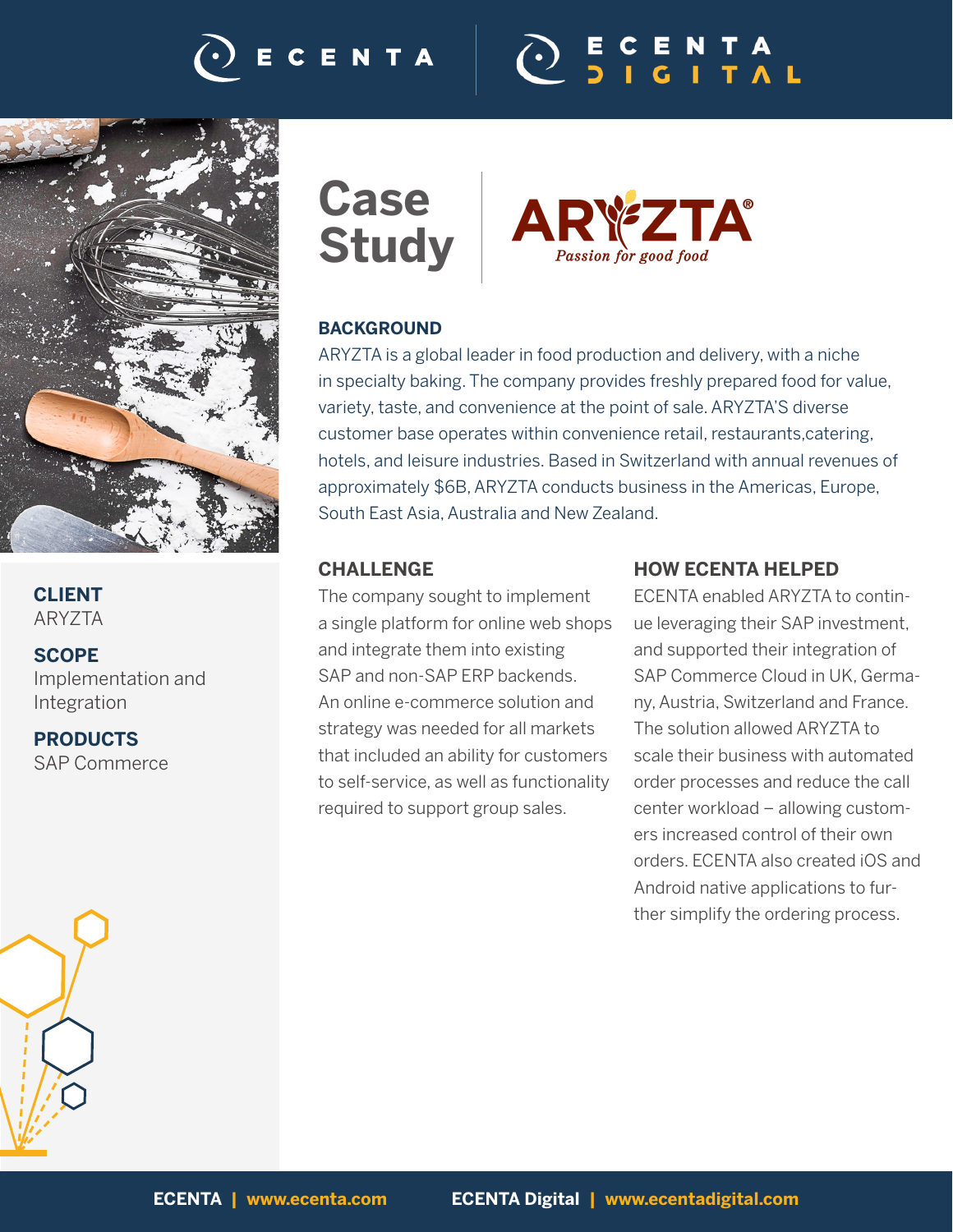# Case Study

ARYZTA — *Passion for good food*

## BACKGROUND

ARYZTA is a global leader in food production and delivery, with a niche in specialty baking. The company provides freshly prepared food for value, variety, taste, and convenience at the point of sale. ARYZTA'S diverse customer base operates within convenience retail, restaurants,catering, hotels, and leisure industries. Based in Switzerland with annual revenues of approximately $6B, ARYZTA conducts business in the Americas, Europe, South East Asia, Australia and New Zealand.

**CLIENT**
ARYZTA

**SCOPE**
Implementation and Integration

**PRODUCTS**
SAP Commerce

## CHALLENGE

The company sought to implement a single platform for online web shops and integrate them into existing SAP and non-SAP ERP backends. An online e-commerce solution and strategy was needed for all markets that included an ability for customers to self-service, as well as functionality required to support group sales.

## HOW ECENTA HELPED

ECENTA enabled ARYZTA to continue leveraging their SAP investment, and supported their integration of SAP Commerce Cloud in UK, Germany, Austria, Switzerland and France. The solution allowed ARYZTA to scale their business with automated order processes and reduce the call center workload – allowing customers increased control of their own orders. ECENTA also created iOS and Android native applications to further simplify the ordering process.

**ECENTA** | www.ecenta.com  **ECENTA Digital** | www.ecentadigital.com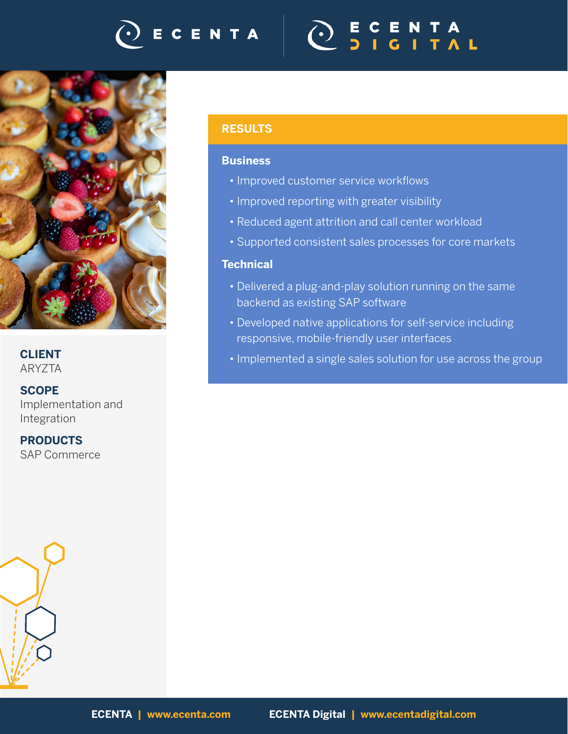**CLIENT**
ARYZTA

**SCOPE**
Implementation and Integration

**PRODUCTS**
SAP Commerce

## RESULTS

### Business

- Improved customer service workflows
- Improved reporting with greater visibility
- Reduced agent attrition and call center workload
- Supported consistent sales processes for core markets

### Technical

- Delivered a plug-and-play solution running on the same backend as existing SAP software
- Developed native applications for self-service including responsive, mobile-friendly user interfaces
- Implemented a single sales solution for use across the group

**ECENTA** | **www.ecenta.com** **ECENTA Digital** | **www.ecentadigital.com**